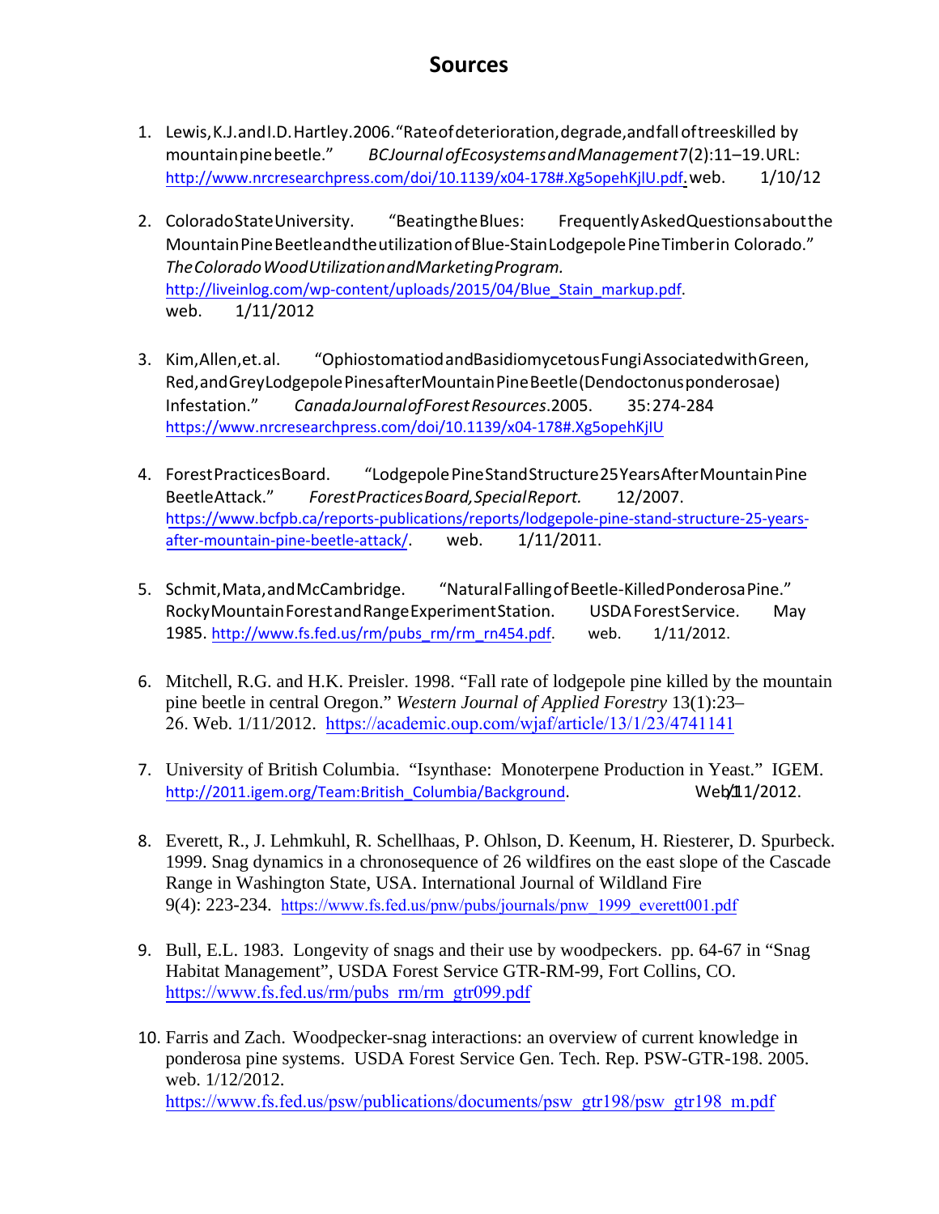# Sources

1. Lewis, K.J. and I.D. Hartley. 2006. "Rate of deterioration, degrade, and fall of trees killed by mountain pine beetle." *BC Journal of Ecosystems and Management* 7(2):11–19. URL: http://www.nrcresearchpress.com/doi/10.1139/x04-178#.Xg5opehKjlU.pdf. web. 1/10/12

2. Colorado State University. "Beating the Blues: Frequently Asked Questions about the Mountain Pine Beetle and the utilization of Blue-Stain Lodgepole Pine Timber in Colorado." *The Colorado Wood Utilization and Marketing Program.* http://liveinlog.com/wp-content/uploads/2015/04/Blue_Stain_markup.pdf. web. 1/11/2012

3. Kim, Allen, et. al. "Ophiostomatiod and Basidiomycetous Fungi Associated with Green, Red, and Grey Lodgepole Pines after Mountain Pine Beetle (Dendoctonus ponderosae) Infestation." *Canada Journal of Forest Resources*. 2005. 35: 274-284 https://www.nrcresearchpress.com/doi/10.1139/x04-178#.Xg5opehKjIU

4. Forest Practices Board. "Lodgepole Pine Stand Structure 25 Years After Mountain Pine Beetle Attack." *Forest Practices Board, Special Report.* 12/2007. https://www.bcfpb.ca/reports-publications/reports/lodgepole-pine-stand-structure-25-years-after-mountain-pine-beetle-attack/. web. 1/11/2011.

5. Schmit, Mata, and McCambridge. "Natural Falling of Beetle-Killed Ponderosa Pine." Rocky Mountain Forest and Range Experiment Station. USDA Forest Service. May 1985. http://www.fs.fed.us/rm/pubs_rm/rm_rn454.pdf. web. 1/11/2012.

6. Mitchell, R.G. and H.K. Preisler. 1998. "Fall rate of lodgepole pine killed by the mountain pine beetle in central Oregon." *Western Journal of Applied Forestry* 13(1):23–26. Web. 1/11/2012. https://academic.oup.com/wjaf/article/13/1/23/4741141

7. University of British Columbia. "Isynthase: Monoterpene Production in Yeast." IGEM. http://2011.igem.org/Team:British_Columbia/Background. Web/1/11/2012.

8. Everett, R., J. Lehmkuhl, R. Schellhaas, P. Ohlson, D. Keenum, H. Riesterer, D. Spurbeck. 1999. Snag dynamics in a chronosequence of 26 wildfires on the east slope of the Cascade Range in Washington State, USA. International Journal of Wildland Fire 9(4): 223-234. https://www.fs.fed.us/pnw/pubs/journals/pnw_1999_everett001.pdf

9. Bull, E.L. 1983. Longevity of snags and their use by woodpeckers. pp. 64-67 in "Snag Habitat Management", USDA Forest Service GTR-RM-99, Fort Collins, CO. https://www.fs.fed.us/rm/pubs_rm/rm_gtr099.pdf

10. Farris and Zach. Woodpecker-snag interactions: an overview of current knowledge in ponderosa pine systems. USDA Forest Service Gen. Tech. Rep. PSW-GTR-198. 2005. web. 1/12/2012. https://www.fs.fed.us/psw/publications/documents/psw_gtr198/psw_gtr198_m.pdf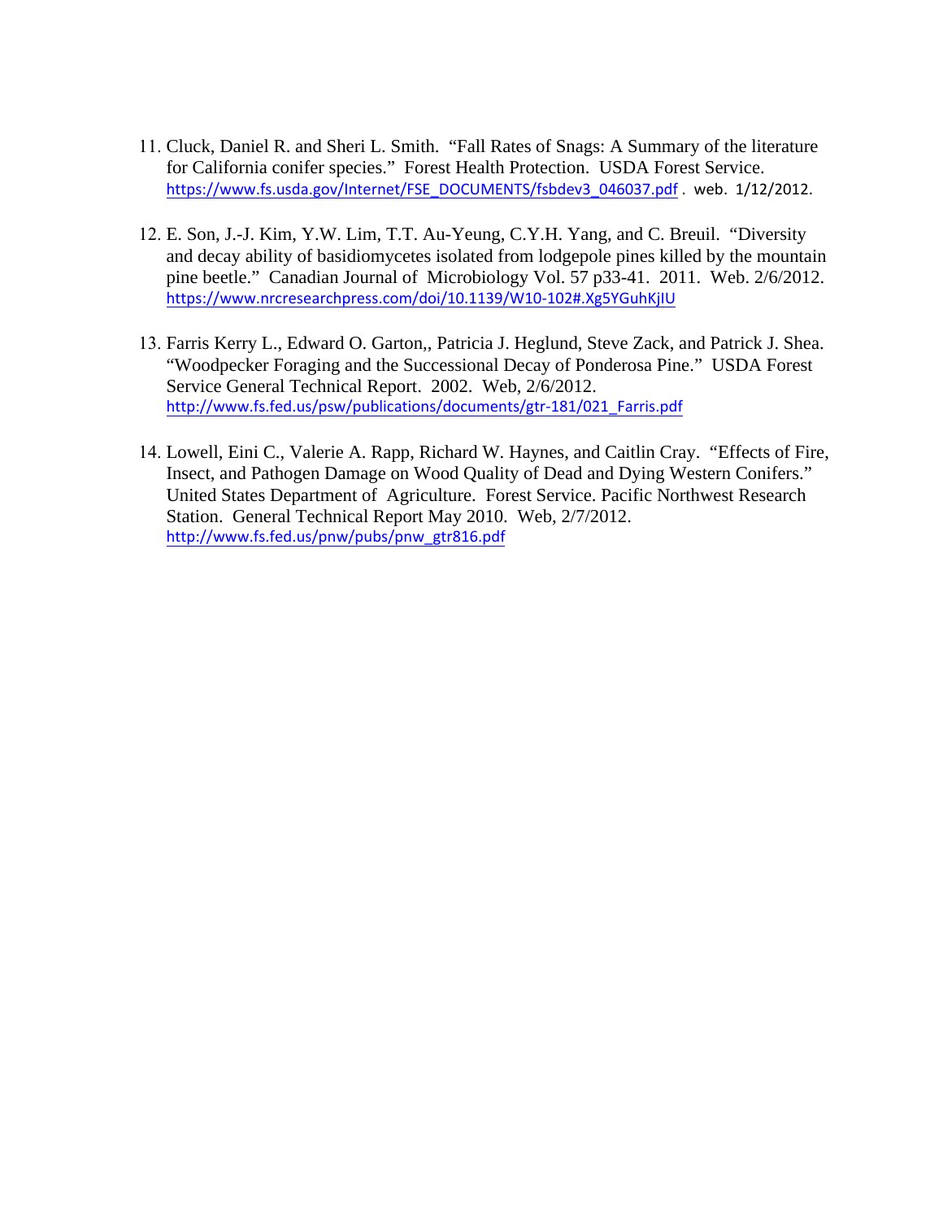11. Cluck, Daniel R. and Sheri L. Smith. "Fall Rates of Snags: A Summary of the literature for California conifer species." Forest Health Protection. USDA Forest Service. https://www.fs.usda.gov/Internet/FSE_DOCUMENTS/fsbdev3_046037.pdf . web. 1/12/2012.

12. E. Son, J.-J. Kim, Y.W. Lim, T.T. Au-Yeung, C.Y.H. Yang, and C. Breuil. "Diversity and decay ability of basidiomycetes isolated from lodgepole pines killed by the mountain pine beetle." Canadian Journal of Microbiology Vol. 57 p33-41. 2011. Web. 2/6/2012. https://www.nrcresearchpress.com/doi/10.1139/W10-102#.Xg5YGuhKjIU

13. Farris Kerry L., Edward O. Garton,, Patricia J. Heglund, Steve Zack, and Patrick J. Shea. "Woodpecker Foraging and the Successional Decay of Ponderosa Pine." USDA Forest Service General Technical Report. 2002. Web, 2/6/2012. http://www.fs.fed.us/psw/publications/documents/gtr-181/021_Farris.pdf

14. Lowell, Eini C., Valerie A. Rapp, Richard W. Haynes, and Caitlin Cray. "Effects of Fire, Insect, and Pathogen Damage on Wood Quality of Dead and Dying Western Conifers." United States Department of Agriculture. Forest Service. Pacific Northwest Research Station. General Technical Report May 2010. Web, 2/7/2012. http://www.fs.fed.us/pnw/pubs/pnw_gtr816.pdf